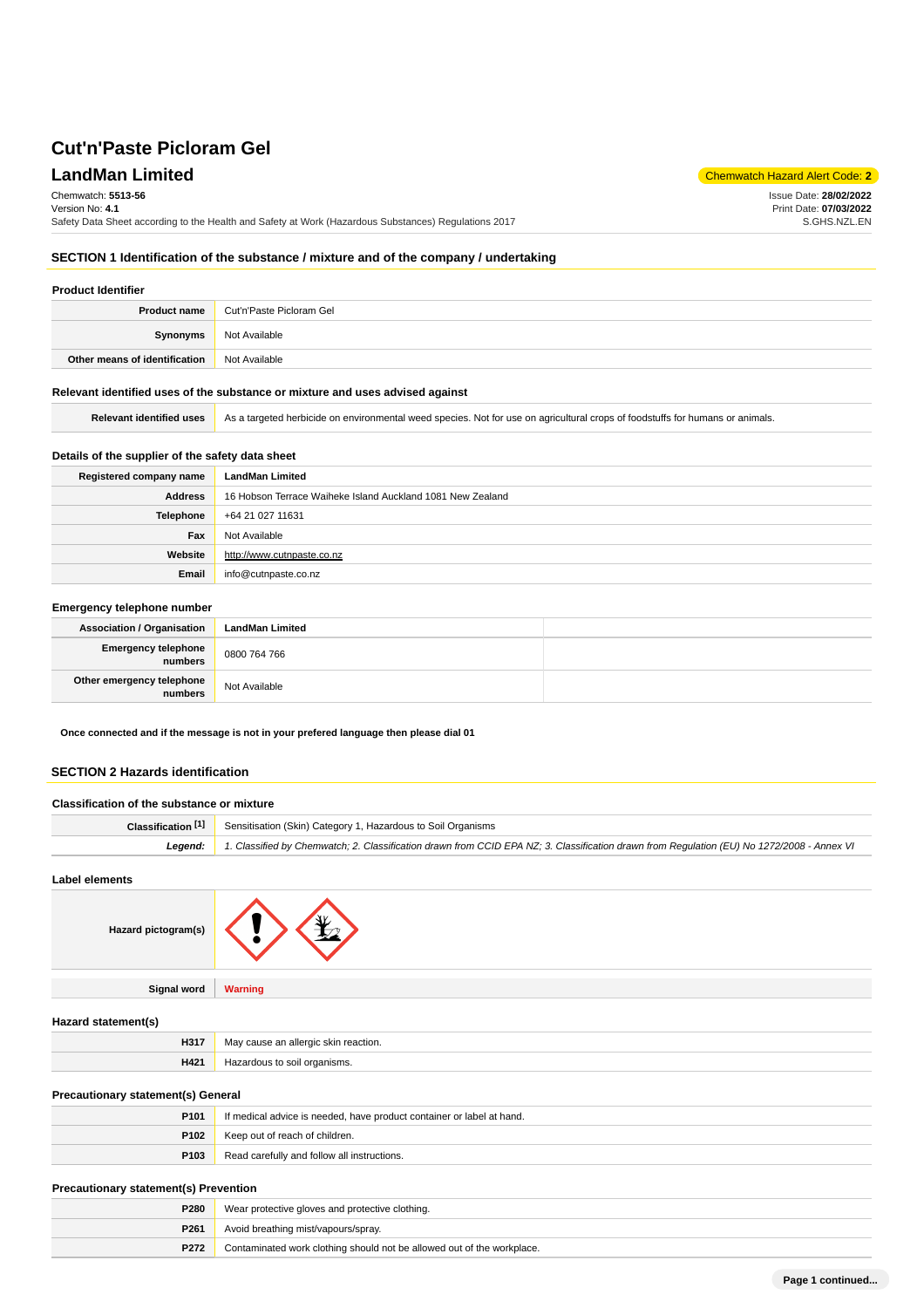# Cut'n'Paste Picloram Gel

## LandMan Limited

Chemwatch Hazard Alert Code: **2**

Chemwatch: **5513-56**
Version No: **4.1**
Safety Data Sheet according to the Health and Safety at Work (Hazardous Substances) Regulations 2017

Issue Date: **28/02/2022**
Print Date: **07/03/2022**
S.GHS.NZL.EN

## SECTION 1 Identification of the substance / mixture and of the company / undertaking

### Product Identifier

| | |
|---|---|
| **Product name** | Cut'n'Paste Picloram Gel |
| **Synonyms** | Not Available |
| **Other means of identification** | Not Available |

### Relevant identified uses of the substance or mixture and uses advised against

| | |
|---|---|
| **Relevant identified uses** | As a targeted herbicide on environmental weed species. Not for use on agricultural crops of foodstuffs for humans or animals. |

### Details of the supplier of the safety data sheet

| | |
|---|---|
| **Registered company name** | **LandMan Limited** |
| **Address** | 16 Hobson Terrace Waiheke Island Auckland 1081 New Zealand |
| **Telephone** | +64 21 027 11631 |
| **Fax** | Not Available |
| **Website** | http://www.cutnpaste.co.nz |
| **Email** | info@cutnpaste.co.nz |

### Emergency telephone number

| | | |
|---|---|---|
| **Association / Organisation** | **LandMan Limited** | |
| **Emergency telephone numbers** | 0800 764 766 | |
| **Other emergency telephone numbers** | Not Available | |

**Once connected and if the message is not in your prefered language then please dial 01**

## SECTION 2 Hazards identification

### Classification of the substance or mixture

| | |
|---|---|
| **Classification [1]** | Sensitisation (Skin) Category 1, Hazardous to Soil Organisms |
| ***Legend:*** | *1. Classified by Chemwatch; 2. Classification drawn from CCID EPA NZ; 3. Classification drawn from Regulation (EU) No 1272/2008 - Annex VI* |

### Label elements

| | |
|---|---|
| **Hazard pictogram(s)** | |
| **Signal word** | **Warning** |

### Hazard statement(s)

| | |
|---|---|
| **H317** | May cause an allergic skin reaction. |
| **H421** | Hazardous to soil organisms. |

### Precautionary statement(s) General

| | |
|---|---|
| **P101** | If medical advice is needed, have product container or label at hand. |
| **P102** | Keep out of reach of children. |
| **P103** | Read carefully and follow all instructions. |

### Precautionary statement(s) Prevention

| | |
|---|---|
| **P280** | Wear protective gloves and protective clothing. |
| **P261** | Avoid breathing mist/vapours/spray. |
| **P272** | Contaminated work clothing should not be allowed out of the workplace. |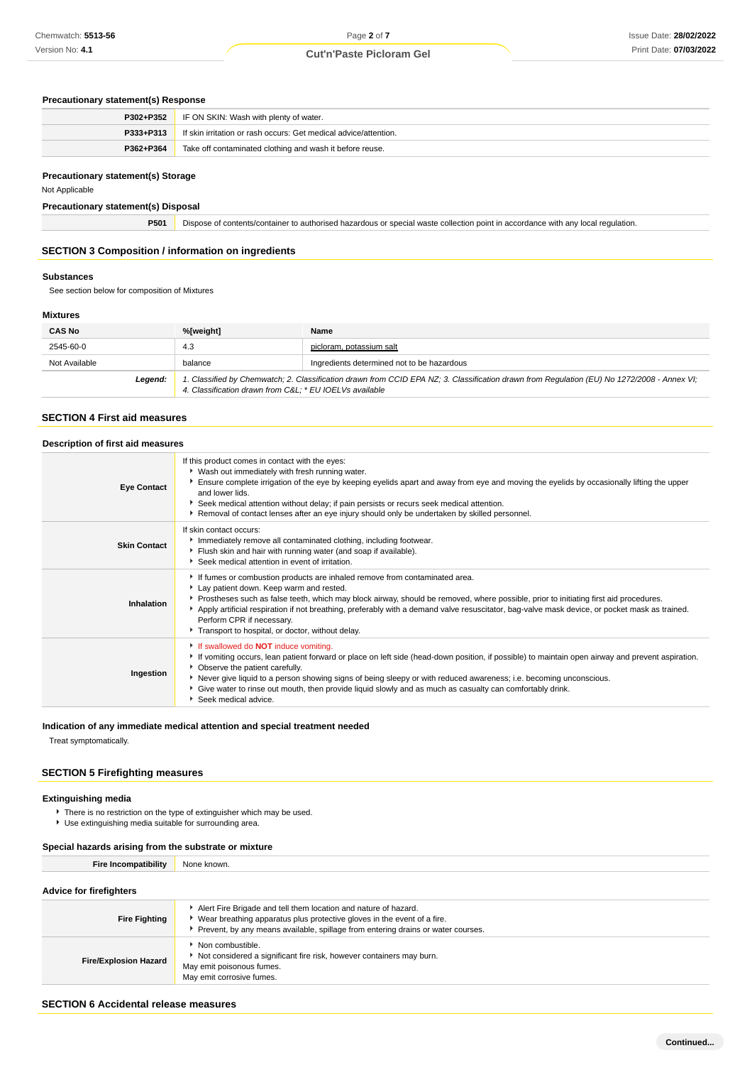### Precautionary statement(s) Response

| | |
|---|---|
| **P302+P352** | IF ON SKIN: Wash with plenty of water. |
| **P333+P313** | If skin irritation or rash occurs: Get medical advice/attention. |
| **P362+P364** | Take off contaminated clothing and wash it before reuse. |

### Precautionary statement(s) Storage

Not Applicable

### Precautionary statement(s) Disposal

| | |
|---|---|
| **P501** | Dispose of contents/container to authorised hazardous or special waste collection point in accordance with any local regulation. |

## SECTION 3 Composition / information on ingredients

### Substances

See section below for composition of Mixtures

### Mixtures

| CAS No | %[weight] | Name |
|---|---|---|
| 2545-60-0 | 4.3 | picloram, potassium salt |
| Not Available | balance | Ingredients determined not to be hazardous |
| ***Legend:*** | *1. Classified by Chemwatch; 2. Classification drawn from CCID EPA NZ; 3. Classification drawn from Regulation (EU) No 1272/2008 - Annex VI; 4. Classification drawn from C&L; * EU IOELVs available* | |

## SECTION 4 First aid measures

### Description of first aid measures

| | |
|---|---|
| **Eye Contact** | If this product comes in contact with the eyes:<br>▸ Wash out immediately with fresh running water.<br>▸ Ensure complete irrigation of the eye by keeping eyelids apart and away from eye and moving the eyelids by occasionally lifting the upper and lower lids.<br>▸ Seek medical attention without delay; if pain persists or recurs seek medical attention.<br>▸ Removal of contact lenses after an eye injury should only be undertaken by skilled personnel. |
| **Skin Contact** | If skin contact occurs:<br>▸ Immediately remove all contaminated clothing, including footwear.<br>▸ Flush skin and hair with running water (and soap if available).<br>▸ Seek medical attention in event of irritation. |
| **Inhalation** | ▸ If fumes or combustion products are inhaled remove from contaminated area.<br>▸ Lay patient down. Keep warm and rested.<br>▸ Prostheses such as false teeth, which may block airway, should be removed, where possible, prior to initiating first aid procedures.<br>▸ Apply artificial respiration if not breathing, preferably with a demand valve resuscitator, bag-valve mask device, or pocket mask as trained. Perform CPR if necessary.<br>▸ Transport to hospital, or doctor, without delay. |
| **Ingestion** | ▸ If swallowed do **NOT** induce vomiting.<br>▸ If vomiting occurs, lean patient forward or place on left side (head-down position, if possible) to maintain open airway and prevent aspiration.<br>▸ Observe the patient carefully.<br>▸ Never give liquid to a person showing signs of being sleepy or with reduced awareness; i.e. becoming unconscious.<br>▸ Give water to rinse out mouth, then provide liquid slowly and as much as casualty can comfortably drink.<br>▸ Seek medical advice. |

### Indication of any immediate medical attention and special treatment needed

Treat symptomatically.

## SECTION 5 Firefighting measures

### Extinguishing media

- There is no restriction on the type of extinguisher which may be used.
- Use extinguishing media suitable for surrounding area.

### Special hazards arising from the substrate or mixture

| | |
|---|---|
| **Fire Incompatibility** | None known. |

### Advice for firefighters

| | |
|---|---|
| **Fire Fighting** | ▸ Alert Fire Brigade and tell them location and nature of hazard.<br>▸ Wear breathing apparatus plus protective gloves in the event of a fire.<br>▸ Prevent, by any means available, spillage from entering drains or water courses. |
| **Fire/Explosion Hazard** | ▸ Non combustible.<br>▸ Not considered a significant fire risk, however containers may burn.<br>May emit poisonous fumes.<br>May emit corrosive fumes. |

## SECTION 6 Accidental release measures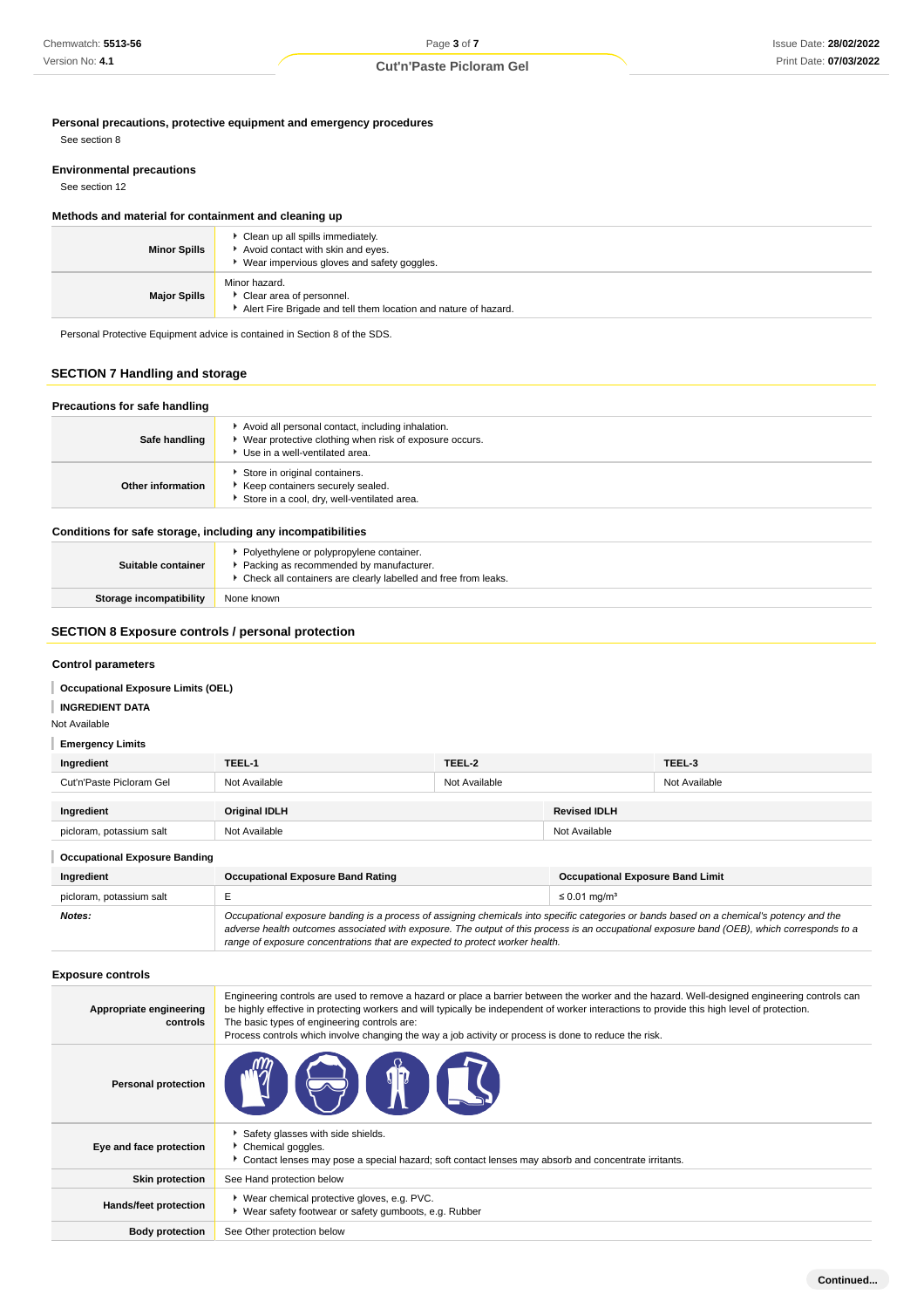### Personal precautions, protective equipment and emergency procedures

See section 8

### Environmental precautions

See section 12

### Methods and material for containment and cleaning up

| | |
|---|---|
| **Minor Spills** | ▸ Clean up all spills immediately.<br>▸ Avoid contact with skin and eyes.<br>▸ Wear impervious gloves and safety goggles. |
| **Major Spills** | Minor hazard.<br>▸ Clear area of personnel.<br>▸ Alert Fire Brigade and tell them location and nature of hazard. |

Personal Protective Equipment advice is contained in Section 8 of the SDS.

## SECTION 7 Handling and storage

### Precautions for safe handling

| | |
|---|---|
| **Safe handling** | ▸ Avoid all personal contact, including inhalation.<br>▸ Wear protective clothing when risk of exposure occurs.<br>▸ Use in a well-ventilated area. |
| **Other information** | ▸ Store in original containers.<br>▸ Keep containers securely sealed.<br>▸ Store in a cool, dry, well-ventilated area. |

### Conditions for safe storage, including any incompatibilities

| | |
|---|---|
| **Suitable container** | ▸ Polyethylene or polypropylene container.<br>▸ Packing as recommended by manufacturer.<br>▸ Check all containers are clearly labelled and free from leaks. |
| **Storage incompatibility** | None known |

## SECTION 8 Exposure controls / personal protection

### Control parameters

**Occupational Exposure Limits (OEL)**

**INGREDIENT DATA**

Not Available

**Emergency Limits**

| Ingredient | TEEL-1 | TEEL-2 | TEEL-3 |
|---|---|---|---|
| Cut'n'Paste Picloram Gel | Not Available | Not Available | Not Available |

| Ingredient | Original IDLH | Revised IDLH |
|---|---|---|
| picloram, potassium salt | Not Available | Not Available |

**Occupational Exposure Banding**

| Ingredient | Occupational Exposure Band Rating | Occupational Exposure Band Limit |
|---|---|---|
| picloram, potassium salt | E | ≤ 0.01 mg/m³ |
| ***Notes:*** | *Occupational exposure banding is a process of assigning chemicals into specific categories or bands based on a chemical's potency and the adverse health outcomes associated with exposure. The output of this process is an occupational exposure band (OEB), which corresponds to a range of exposure concentrations that are expected to protect worker health.* | |

### Exposure controls

| | |
|---|---|
| **Appropriate engineering controls** | Engineering controls are used to remove a hazard or place a barrier between the worker and the hazard. Well-designed engineering controls can be highly effective in protecting workers and will typically be independent of worker interactions to provide this high level of protection.<br>The basic types of engineering controls are:<br>Process controls which involve changing the way a job activity or process is done to reduce the risk. |
| **Personal protection** | |
| **Eye and face protection** | ▸ Safety glasses with side shields.<br>▸ Chemical goggles.<br>▸ Contact lenses may pose a special hazard; soft contact lenses may absorb and concentrate irritants. |
| **Skin protection** | See Hand protection below |
| **Hands/feet protection** | ▸ Wear chemical protective gloves, e.g. PVC.<br>▸ Wear safety footwear or safety gumboots, e.g. Rubber |
| **Body protection** | See Other protection below |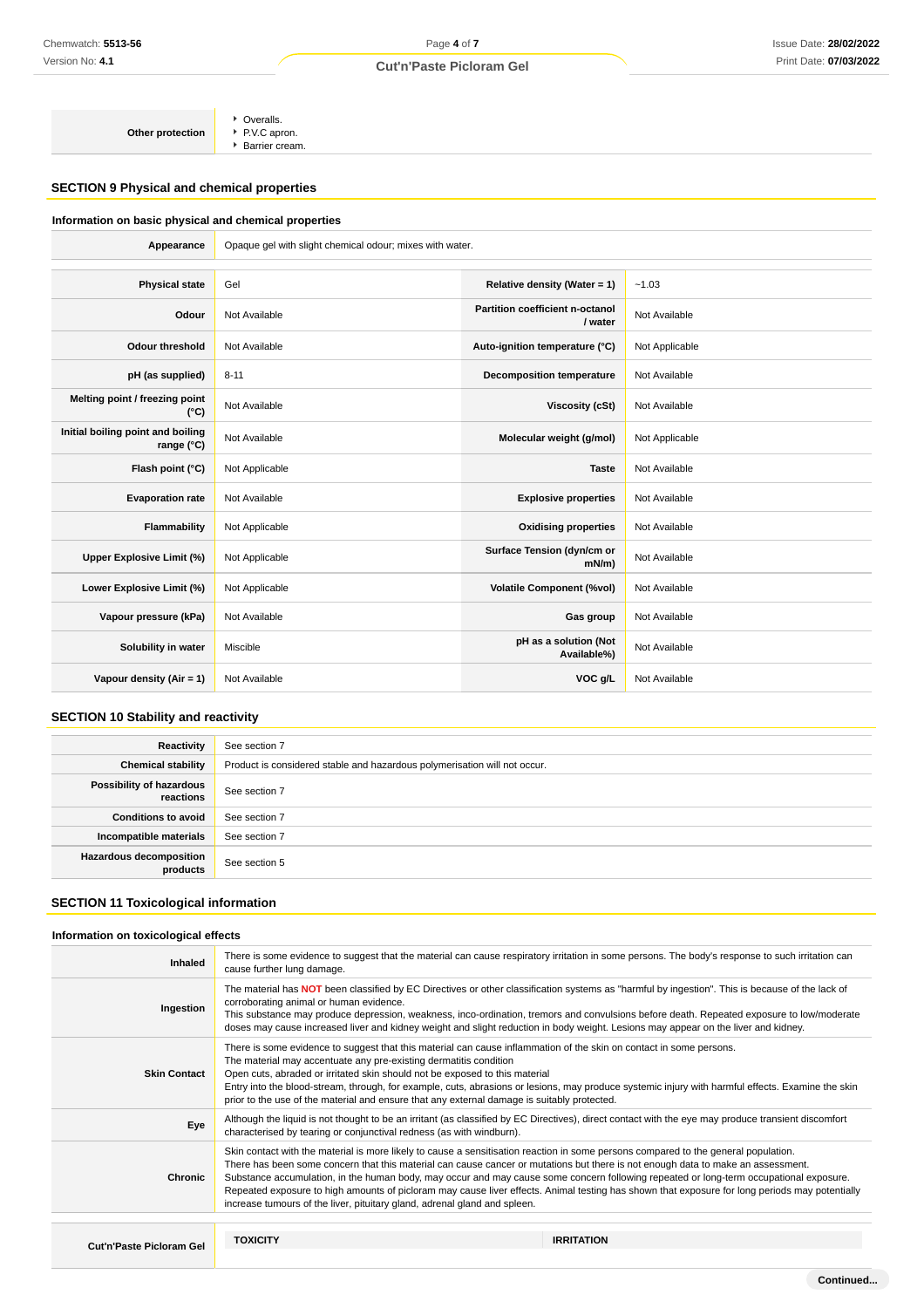| Other protection | Overalls.<br>P.V.C apron.<br>Barrier cream. |
|---|---|

## SECTION 9 Physical and chemical properties

### Information on basic physical and chemical properties

| Appearance | Opaque gel with slight chemical odour; mixes with water. |
|---|---|

| | | | |
|---|---|---|---|
| **Physical state** | Gel | **Relative density (Water = 1)** | ~1.03 |
| **Odour** | Not Available | **Partition coefficient n-octanol / water** | Not Available |
| **Odour threshold** | Not Available | **Auto-ignition temperature (°C)** | Not Applicable |
| **pH (as supplied)** | 8-11 | **Decomposition temperature** | Not Available |
| **Melting point / freezing point (°C)** | Not Available | **Viscosity (cSt)** | Not Available |
| **Initial boiling point and boiling range (°C)** | Not Available | **Molecular weight (g/mol)** | Not Applicable |
| **Flash point (°C)** | Not Applicable | **Taste** | Not Available |
| **Evaporation rate** | Not Available | **Explosive properties** | Not Available |
| **Flammability** | Not Applicable | **Oxidising properties** | Not Available |
| **Upper Explosive Limit (%)** | Not Applicable | **Surface Tension (dyn/cm or mN/m)** | Not Available |
| **Lower Explosive Limit (%)** | Not Applicable | **Volatile Component (%vol)** | Not Available |
| **Vapour pressure (kPa)** | Not Available | **Gas group** | Not Available |
| **Solubility in water** | Miscible | **pH as a solution (Not Available%)** | Not Available |
| **Vapour density (Air = 1)** | Not Available | **VOC g/L** | Not Available |

## SECTION 10 Stability and reactivity

| | |
|---|---|
| **Reactivity** | See section 7 |
| **Chemical stability** | Product is considered stable and hazardous polymerisation will not occur. |
| **Possibility of hazardous reactions** | See section 7 |
| **Conditions to avoid** | See section 7 |
| **Incompatible materials** | See section 7 |
| **Hazardous decomposition products** | See section 5 |

## SECTION 11 Toxicological information

### Information on toxicological effects

| | |
|---|---|
| **Inhaled** | There is some evidence to suggest that the material can cause respiratory irritation in some persons. The body's response to such irritation can cause further lung damage. |
| **Ingestion** | The material has **NOT** been classified by EC Directives or other classification systems as "harmful by ingestion". This is because of the lack of corroborating animal or human evidence.<br>This substance may produce depression, weakness, inco-ordination, tremors and convulsions before death. Repeated exposure to low/moderate doses may cause increased liver and kidney weight and slight reduction in body weight. Lesions may appear on the liver and kidney. |
| **Skin Contact** | There is some evidence to suggest that this material can cause inflammation of the skin on contact in some persons.<br>The material may accentuate any pre-existing dermatitis condition<br>Open cuts, abraded or irritated skin should not be exposed to this material<br>Entry into the blood-stream, through, for example, cuts, abrasions or lesions, may produce systemic injury with harmful effects. Examine the skin prior to the use of the material and ensure that any external damage is suitably protected. |
| **Eye** | Although the liquid is not thought to be an irritant (as classified by EC Directives), direct contact with the eye may produce transient discomfort characterised by tearing or conjunctival redness (as with windburn). |
| **Chronic** | Skin contact with the material is more likely to cause a sensitisation reaction in some persons compared to the general population.<br>There has been some concern that this material can cause cancer or mutations but there is not enough data to make an assessment.<br>Substance accumulation, in the human body, may occur and may cause some concern following repeated or long-term occupational exposure.<br>Repeated exposure to high amounts of picloram may cause liver effects. Animal testing has shown that exposure for long periods may potentially increase tumours of the liver, pituitary gland, adrenal gland and spleen. |

| **Cut'n'Paste Picloram Gel** | **TOXICITY** | **IRRITATION** |
|---|---|---|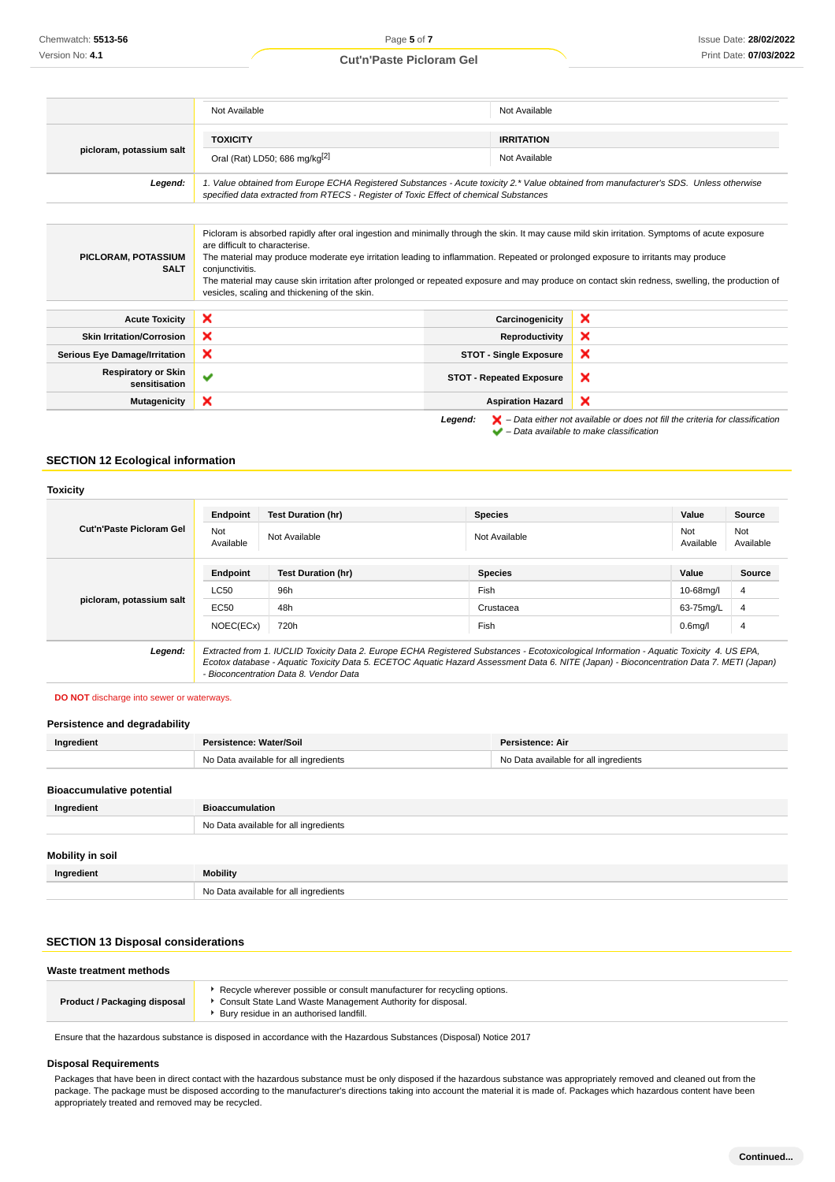| | | |
|---|---|---|
| | Not Available | Not Available |
| picloram, potassium salt | **TOXICITY** | **IRRITATION** |
| | Oral (Rat) LD50; 686 mg/kg[2] | Not Available |
| ***Legend:*** | *1. Value obtained from Europe ECHA Registered Substances - Acute toxicity 2.* Value obtained from manufacturer's SDS. Unless otherwise specified data extracted from RTECS - Register of Toxic Effect of chemical Substances* | |

| | |
|---|---|
| **PICLORAM, POTASSIUM SALT** | Picloram is absorbed rapidly after oral ingestion and minimally through the skin. It may cause mild skin irritation. Symptoms of acute exposure are difficult to characterise.<br>The material may produce moderate eye irritation leading to inflammation. Repeated or prolonged exposure to irritants may produce conjunctivitis.<br>The material may cause skin irritation after prolonged or repeated exposure and may produce on contact skin redness, swelling, the production of vesicles, scaling and thickening of the skin. |

| | | | |
|---|---|---|---|
| **Acute Toxicity** | ✘ | **Carcinogenicity** | ✘ |
| **Skin Irritation/Corrosion** | ✘ | **Reproductivity** | ✘ |
| **Serious Eye Damage/Irritation** | ✘ | **STOT - Single Exposure** | ✘ |
| **Respiratory or Skin sensitisation** | ✔ | **STOT - Repeated Exposure** | ✘ |
| **Mutagenicity** | ✘ | **Aspiration Hazard** | ✘ |

***Legend:*** ✘ *– Data either not available or does not fill the criteria for classification*
✔ *– Data available to make classification*

## SECTION 12 Ecological information

### Toxicity

| | | | | | |
|---|---|---|---|---|---|
| **Cut'n'Paste Picloram Gel** | **Endpoint** | **Test Duration (hr)** | **Species** | **Value** | **Source** |
| | Not Available | Not Available | Not Available | Not Available | Not Available |
| **picloram, potassium salt** | **Endpoint** | **Test Duration (hr)** | **Species** | **Value** | **Source** |
| | LC50 | 96h | Fish | 10-68mg/l | 4 |
| | EC50 | 48h | Crustacea | 63-75mg/L | 4 |
| | NOEC(ECx) | 720h | Fish | 0.6mg/l | 4 |
| ***Legend:*** | *Extracted from 1. IUCLID Toxicity Data 2. Europe ECHA Registered Substances - Ecotoxicological Information - Aquatic Toxicity 4. US EPA, Ecotox database - Aquatic Toxicity Data 5. ECETOC Aquatic Hazard Assessment Data 6. NITE (Japan) - Bioconcentration Data 7. METI (Japan) - Bioconcentration Data 8. Vendor Data* | | | | |

**DO NOT** discharge into sewer or waterways.

### Persistence and degradability

| Ingredient | Persistence: Water/Soil | Persistence: Air |
|---|---|---|
| | No Data available for all ingredients | No Data available for all ingredients |

### Bioaccumulative potential

| Ingredient | Bioaccumulation |
|---|---|
| | No Data available for all ingredients |

### Mobility in soil

| Ingredient | Mobility |
|---|---|
| | No Data available for all ingredients |

## SECTION 13 Disposal considerations

### Waste treatment methods

| | |
|---|---|
| **Product / Packaging disposal** | ▸ Recycle wherever possible or consult manufacturer for recycling options.<br>▸ Consult State Land Waste Management Authority for disposal.<br>▸ Bury residue in an authorised landfill. |

Ensure that the hazardous substance is disposed in accordance with the Hazardous Substances (Disposal) Notice 2017

### Disposal Requirements

Packages that have been in direct contact with the hazardous substance must be only disposed if the hazardous substance was appropriately removed and cleaned out from the package. The package must be disposed according to the manufacturer's directions taking into account the material it is made of. Packages which hazardous content have been appropriately treated and removed may be recycled.

**Continued...**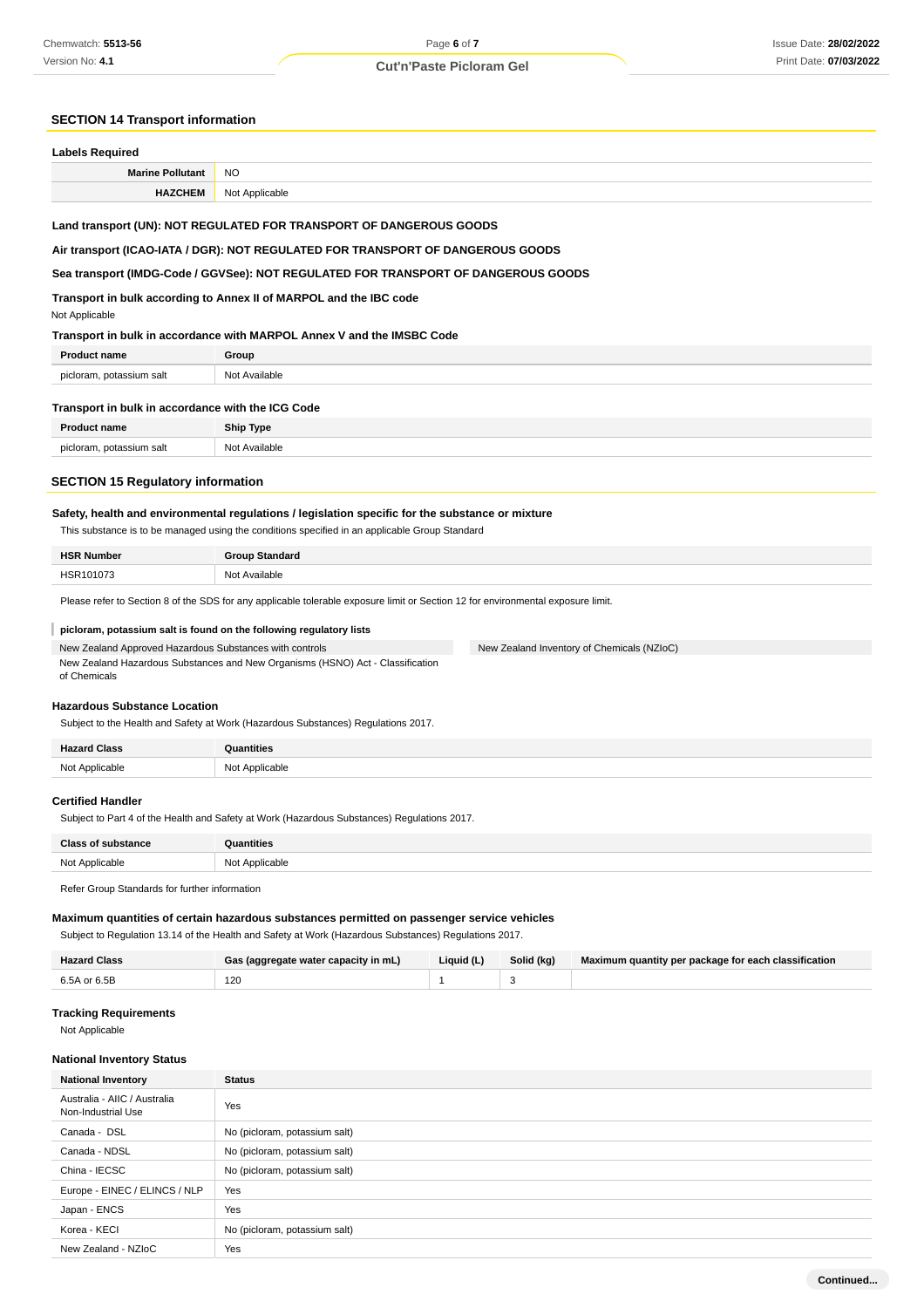## SECTION 14 Transport information

### Labels Required

| | |
|---|---|
| **Marine Pollutant** | NO |
| **HAZCHEM** | Not Applicable |

**Land transport (UN): NOT REGULATED FOR TRANSPORT OF DANGEROUS GOODS**

**Air transport (ICAO-IATA / DGR): NOT REGULATED FOR TRANSPORT OF DANGEROUS GOODS**

**Sea transport (IMDG-Code / GGVSee): NOT REGULATED FOR TRANSPORT OF DANGEROUS GOODS**

**Transport in bulk according to Annex II of MARPOL and the IBC code**

Not Applicable

**Transport in bulk in accordance with MARPOL Annex V and the IMSBC Code**

| Product name | Group |
|---|---|
| picloram, potassium salt | Not Available |

**Transport in bulk in accordance with the ICG Code**

| Product name | Ship Type |
|---|---|
| picloram, potassium salt | Not Available |

## SECTION 15 Regulatory information

**Safety, health and environmental regulations / legislation specific for the substance or mixture**

This substance is to be managed using the conditions specified in an applicable Group Standard

| HSR Number | Group Standard |
|---|---|
| HSR101073 | Not Available |

Please refer to Section 8 of the SDS for any applicable tolerable exposure limit or Section 12 for environmental exposure limit.

**picloram, potassium salt is found on the following regulatory lists**

- New Zealand Approved Hazardous Substances with controls
- New Zealand Hazardous Substances and New Organisms (HSNO) Act - Classification of Chemicals
- New Zealand Inventory of Chemicals (NZIoC)

### Hazardous Substance Location

Subject to the Health and Safety at Work (Hazardous Substances) Regulations 2017.

| Hazard Class | Quantities |
|---|---|
| Not Applicable | Not Applicable |

### Certified Handler

Subject to Part 4 of the Health and Safety at Work (Hazardous Substances) Regulations 2017.

| Class of substance | Quantities |
|---|---|
| Not Applicable | Not Applicable |

Refer Group Standards for further information

### Maximum quantities of certain hazardous substances permitted on passenger service vehicles

Subject to Regulation 13.14 of the Health and Safety at Work (Hazardous Substances) Regulations 2017.

| Hazard Class | Gas (aggregate water capacity in mL) | Liquid (L) | Solid (kg) | Maximum quantity per package for each classification |
|---|---|---|---|---|
| 6.5A or 6.5B | 120 | 1 | 3 | |

### Tracking Requirements

Not Applicable

### National Inventory Status

| National Inventory | Status |
|---|---|
| Australia - AIIC / Australia Non-Industrial Use | Yes |
| Canada - DSL | No (picloram, potassium salt) |
| Canada - NDSL | No (picloram, potassium salt) |
| China - IECSC | No (picloram, potassium salt) |
| Europe - EINEC / ELINCS / NLP | Yes |
| Japan - ENCS | Yes |
| Korea - KECI | No (picloram, potassium salt) |
| New Zealand - NZIoC | Yes |

Continued...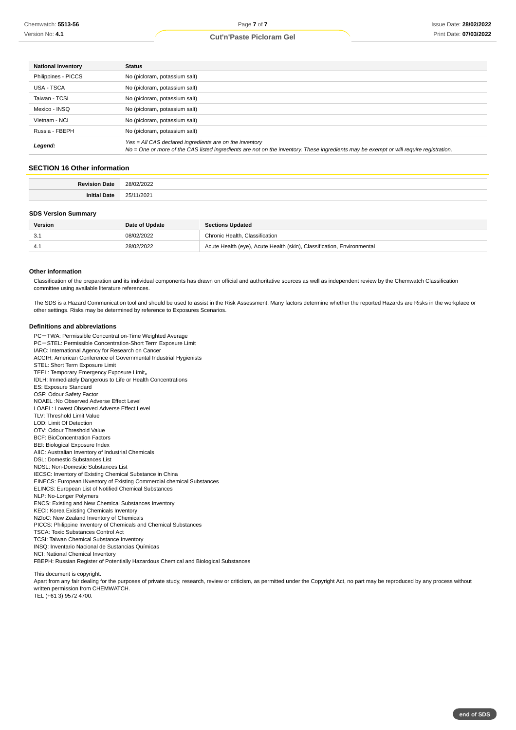| National Inventory | Status |
|---|---|
| Philippines - PICCS | No (picloram, potassium salt) |
| USA - TSCA | No (picloram, potassium salt) |
| Taiwan - TCSI | No (picloram, potassium salt) |
| Mexico - INSQ | No (picloram, potassium salt) |
| Vietnam - NCI | No (picloram, potassium salt) |
| Russia - FBEPH | No (picloram, potassium salt) |
| ***Legend:*** | *Yes = All CAS declared ingredients are on the inventory*<br>*No = One or more of the CAS listed ingredients are not on the inventory. These ingredients may be exempt or will require registration.* |

## SECTION 16 Other information

| | |
|---|---|
| **Revision Date** | 28/02/2022 |
| **Initial Date** | 25/11/2021 |

### SDS Version Summary

| Version | Date of Update | Sections Updated |
|---|---|---|
| 3.1 | 08/02/2022 | Chronic Health, Classification |
| 4.1 | 28/02/2022 | Acute Health (eye), Acute Health (skin), Classification, Environmental |

### Other information

Classification of the preparation and its individual components has drawn on official and authoritative sources as well as independent review by the Chemwatch Classification committee using available literature references.

The SDS is a Hazard Communication tool and should be used to assist in the Risk Assessment. Many factors determine whether the reported Hazards are Risks in the workplace or other settings. Risks may be determined by reference to Exposures Scenarios.

### Definitions and abbreviations

PC－TWA: Permissible Concentration-Time Weighted Average
PC－STEL: Permissible Concentration-Short Term Exposure Limit
IARC: International Agency for Research on Cancer
ACGIH: American Conference of Governmental Industrial Hygienists
STEL: Short Term Exposure Limit
TEEL: Temporary Emergency Exposure Limit。
IDLH: Immediately Dangerous to Life or Health Concentrations
ES: Exposure Standard
OSF: Odour Safety Factor
NOAEL :No Observed Adverse Effect Level
LOAEL: Lowest Observed Adverse Effect Level
TLV: Threshold Limit Value
LOD: Limit Of Detection
OTV: Odour Threshold Value
BCF: BioConcentration Factors
BEI: Biological Exposure Index
AIIC: Australian Inventory of Industrial Chemicals
DSL: Domestic Substances List
NDSL: Non-Domestic Substances List
IECSC: Inventory of Existing Chemical Substance in China
EINECS: European INventory of Existing Commercial chemical Substances
ELINCS: European List of Notified Chemical Substances
NLP: No-Longer Polymers
ENCS: Existing and New Chemical Substances Inventory
KECI: Korea Existing Chemicals Inventory
NZIoC: New Zealand Inventory of Chemicals
PICCS: Philippine Inventory of Chemicals and Chemical Substances
TSCA: Toxic Substances Control Act
TCSI: Taiwan Chemical Substance Inventory
INSQ: Inventario Nacional de Sustancias Químicas
NCI: National Chemical Inventory
FBEPH: Russian Register of Potentially Hazardous Chemical and Biological Substances

This document is copyright.
Apart from any fair dealing for the purposes of private study, research, review or criticism, as permitted under the Copyright Act, no part may be reproduced by any process without written permission from CHEMWATCH.
TEL (+61 3) 9572 4700.

end of SDS